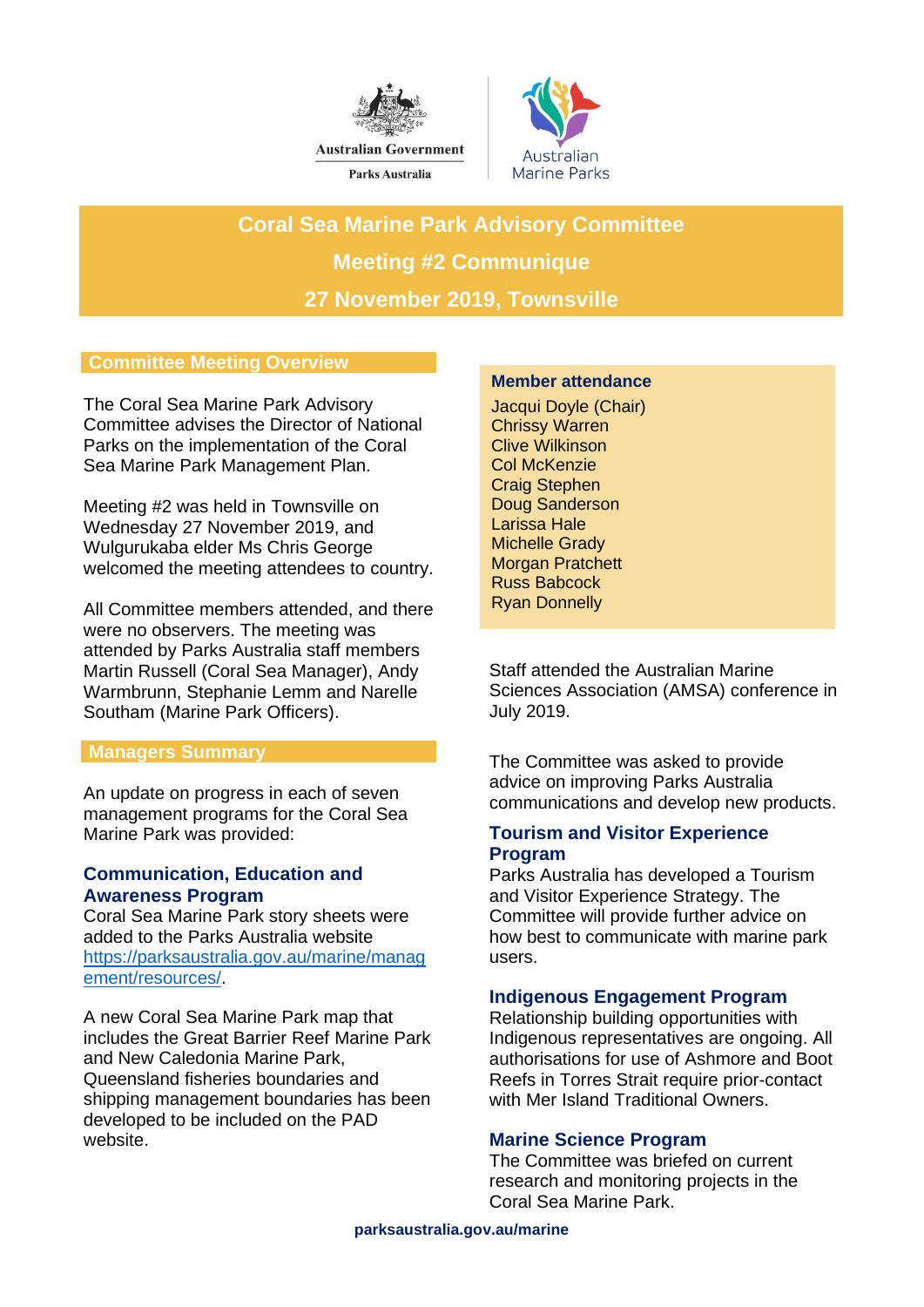Australian Government

Parks Australia

Australian Marine Parks

# Coral Sea Marine Park Advisory Committee

## Meeting #2 Communique

## 27 November 2019, Townsville

## Committee Meeting Overview

The Coral Sea Marine Park Advisory Committee advises the Director of National Parks on the implementation of the Coral Sea Marine Park Management Plan.

Meeting #2 was held in Townsville on Wednesday 27 November 2019, and Wulgurukaba elder Ms Chris George welcomed the meeting attendees to country.

All Committee members attended, and there were no observers. The meeting was attended by Parks Australia staff members Martin Russell (Coral Sea Manager), Andy Warmbrunn, Stephanie Lemm and Narelle Southam (Marine Park Officers).

**Member attendance**

Jacqui Doyle (Chair)
Chrissy Warren
Clive Wilkinson
Col McKenzie
Craig Stephen
Doug Sanderson
Larissa Hale
Michelle Grady
Morgan Pratchett
Russ Babcock
Ryan Donnelly

## Managers Summary

An update on progress in each of seven management programs for the Coral Sea Marine Park was provided:

### Communication, Education and Awareness Program

Coral Sea Marine Park story sheets were added to the Parks Australia website [https://parksaustralia.gov.au/marine/management/resources/](https://parksaustralia.gov.au/marine/management/resources/).

A new Coral Sea Marine Park map that includes the Great Barrier Reef Marine Park and New Caledonia Marine Park, Queensland fisheries boundaries and shipping management boundaries has been developed to be included on the PAD website.

Staff attended the Australian Marine Sciences Association (AMSA) conference in July 2019.

The Committee was asked to provide advice on improving Parks Australia communications and develop new products.

### Tourism and Visitor Experience Program

Parks Australia has developed a Tourism and Visitor Experience Strategy. The Committee will provide further advice on how best to communicate with marine park users.

### Indigenous Engagement Program

Relationship building opportunities with Indigenous representatives are ongoing. All authorisations for use of Ashmore and Boot Reefs in Torres Strait require prior-contact with Mer Island Traditional Owners.

### Marine Science Program

The Committee was briefed on current research and monitoring projects in the Coral Sea Marine Park.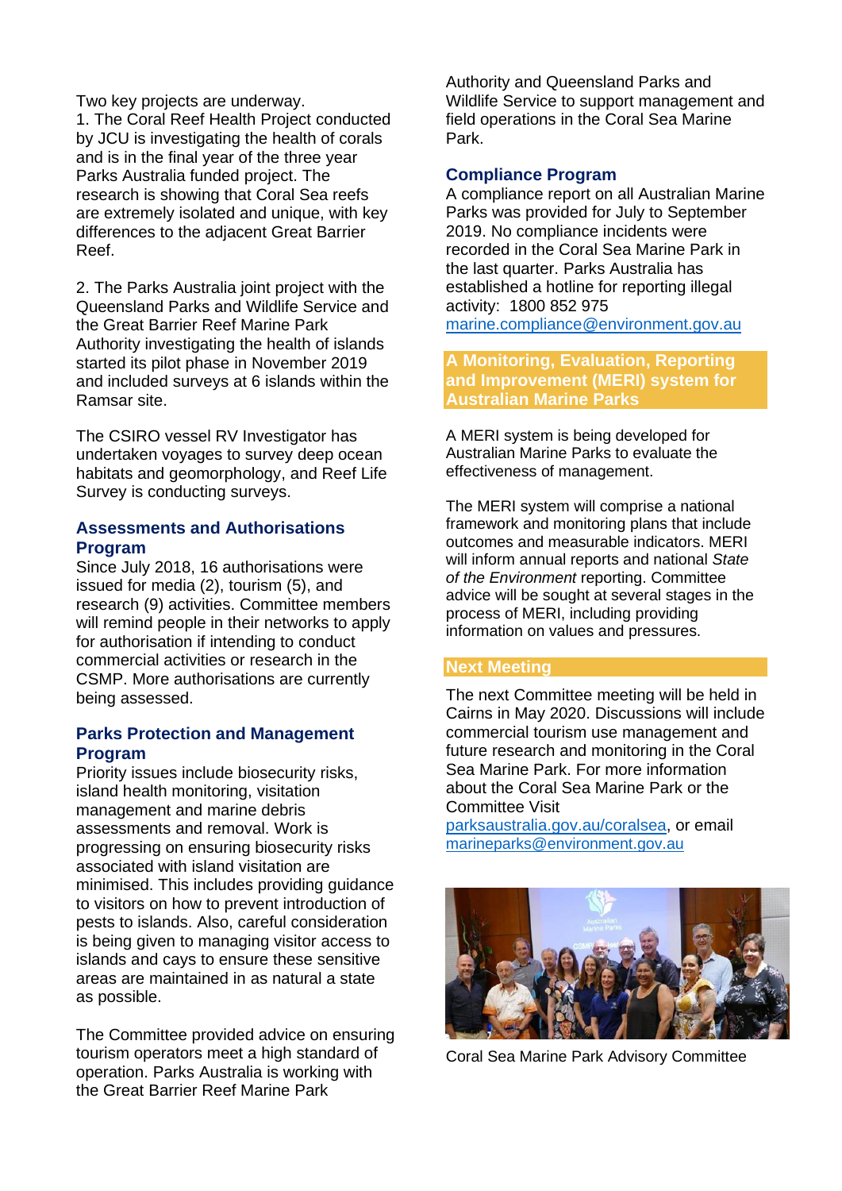Two key projects are underway.

1. The Coral Reef Health Project conducted by JCU is investigating the health of corals and is in the final year of the three year Parks Australia funded project. The research is showing that Coral Sea reefs are extremely isolated and unique, with key differences to the adjacent Great Barrier Reef.

2. The Parks Australia joint project with the Queensland Parks and Wildlife Service and the Great Barrier Reef Marine Park Authority investigating the health of islands started its pilot phase in November 2019 and included surveys at 6 islands within the Ramsar site.

The CSIRO vessel RV Investigator has undertaken voyages to survey deep ocean habitats and geomorphology, and Reef Life Survey is conducting surveys.

### Assessments and Authorisations Program

Since July 2018, 16 authorisations were issued for media (2), tourism (5), and research (9) activities. Committee members will remind people in their networks to apply for authorisation if intending to conduct commercial activities or research in the CSMP. More authorisations are currently being assessed.

### Parks Protection and Management Program

Priority issues include biosecurity risks, island health monitoring, visitation management and marine debris assessments and removal. Work is progressing on ensuring biosecurity risks associated with island visitation are minimised. This includes providing guidance to visitors on how to prevent introduction of pests to islands. Also, careful consideration is being given to managing visitor access to islands and cays to ensure these sensitive areas are maintained in as natural a state as possible.

The Committee provided advice on ensuring tourism operators meet a high standard of operation. Parks Australia is working with the Great Barrier Reef Marine Park Authority and Queensland Parks and Wildlife Service to support management and field operations in the Coral Sea Marine Park.

### Compliance Program

A compliance report on all Australian Marine Parks was provided for July to September 2019. No compliance incidents were recorded in the Coral Sea Marine Park in the last quarter. Parks Australia has established a hotline for reporting illegal activity: 1800 852 975
marine.compliance@environment.gov.au

## A Monitoring, Evaluation, Reporting and Improvement (MERI) system for Australian Marine Parks

A MERI system is being developed for Australian Marine Parks to evaluate the effectiveness of management.

The MERI system will comprise a national framework and monitoring plans that include outcomes and measurable indicators. MERI will inform annual reports and national *State of the Environment* reporting. Committee advice will be sought at several stages in the process of MERI, including providing information on values and pressures.

## Next Meeting

The next Committee meeting will be held in Cairns in May 2020. Discussions will include commercial tourism use management and future research and monitoring in the Coral Sea Marine Park. For more information about the Coral Sea Marine Park or the Committee Visit parksaustralia.gov.au/coralsea, or email marineparks@environment.gov.au

Coral Sea Marine Park Advisory Committee